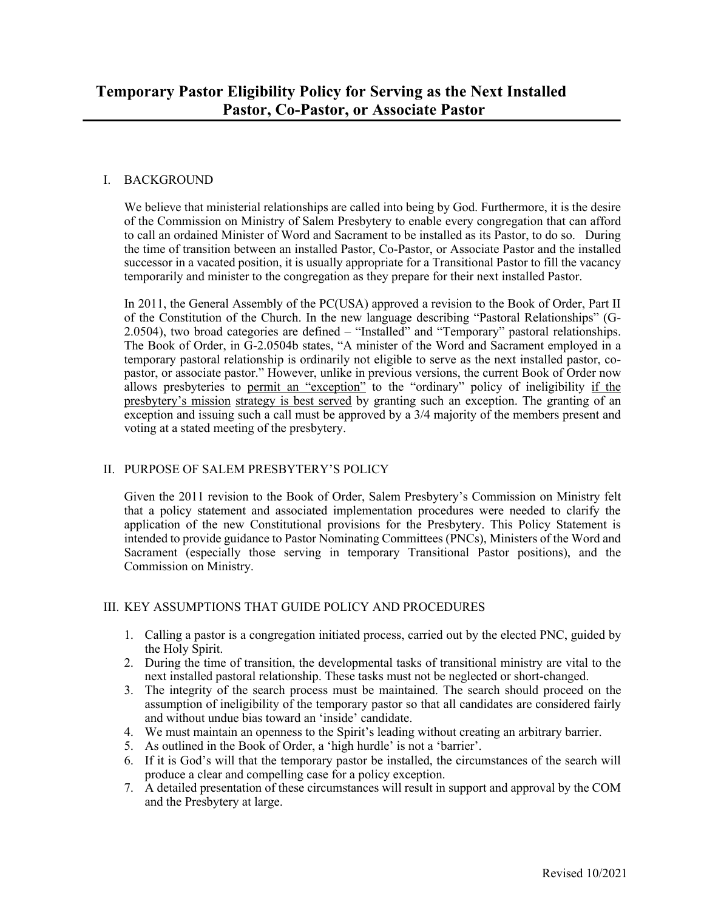# Temporary Pastor Eligibility Policy for Serving as the Next Installed Pastor, Co-Pastor, or Associate Pastor

## I. BACKGROUND

We believe that ministerial relationships are called into being by God. Furthermore, it is the desire of the Commission on Ministry of Salem Presbytery to enable every congregation that can afford to call an ordained Minister of Word and Sacrament to be installed as its Pastor, to do so. During the time of transition between an installed Pastor, Co-Pastor, or Associate Pastor and the installed successor in a vacated position, it is usually appropriate for a Transitional Pastor to fill the vacancy temporarily and minister to the congregation as they prepare for their next installed Pastor.

In 2011, the General Assembly of the PC(USA) approved a revision to the Book of Order, Part II of the Constitution of the Church. In the new language describing "Pastoral Relationships" (G-2.0504), two broad categories are defined – "Installed" and "Temporary" pastoral relationships. The Book of Order, in G-2.0504b states, "A minister of the Word and Sacrament employed in a temporary pastoral relationship is ordinarily not eligible to serve as the next installed pastor, co-pastor, or associate pastor." However, unlike in previous versions, the current Book of Order now allows presbyteries to permit an "exception" to the "ordinary" policy of ineligibility if the presbytery's mission strategy is best served by granting such an exception. The granting of an exception and issuing such a call must be approved by a 3/4 majority of the members present and voting at a stated meeting of the presbytery.

## II. PURPOSE OF SALEM PRESBYTERY'S POLICY

Given the 2011 revision to the Book of Order, Salem Presbytery's Commission on Ministry felt that a policy statement and associated implementation procedures were needed to clarify the application of the new Constitutional provisions for the Presbytery. This Policy Statement is intended to provide guidance to Pastor Nominating Committees (PNCs), Ministers of the Word and Sacrament (especially those serving in temporary Transitional Pastor positions), and the Commission on Ministry.

## III. KEY ASSUMPTIONS THAT GUIDE POLICY AND PROCEDURES

1. Calling a pastor is a congregation initiated process, carried out by the elected PNC, guided by the Holy Spirit.
2. During the time of transition, the developmental tasks of transitional ministry are vital to the next installed pastoral relationship. These tasks must not be neglected or short-changed.
3. The integrity of the search process must be maintained. The search should proceed on the assumption of ineligibility of the temporary pastor so that all candidates are considered fairly and without undue bias toward an 'inside' candidate.
4. We must maintain an openness to the Spirit's leading without creating an arbitrary barrier.
5. As outlined in the Book of Order, a 'high hurdle' is not a 'barrier'.
6. If it is God's will that the temporary pastor be installed, the circumstances of the search will produce a clear and compelling case for a policy exception.
7. A detailed presentation of these circumstances will result in support and approval by the COM and the Presbytery at large.

Revised 10/2021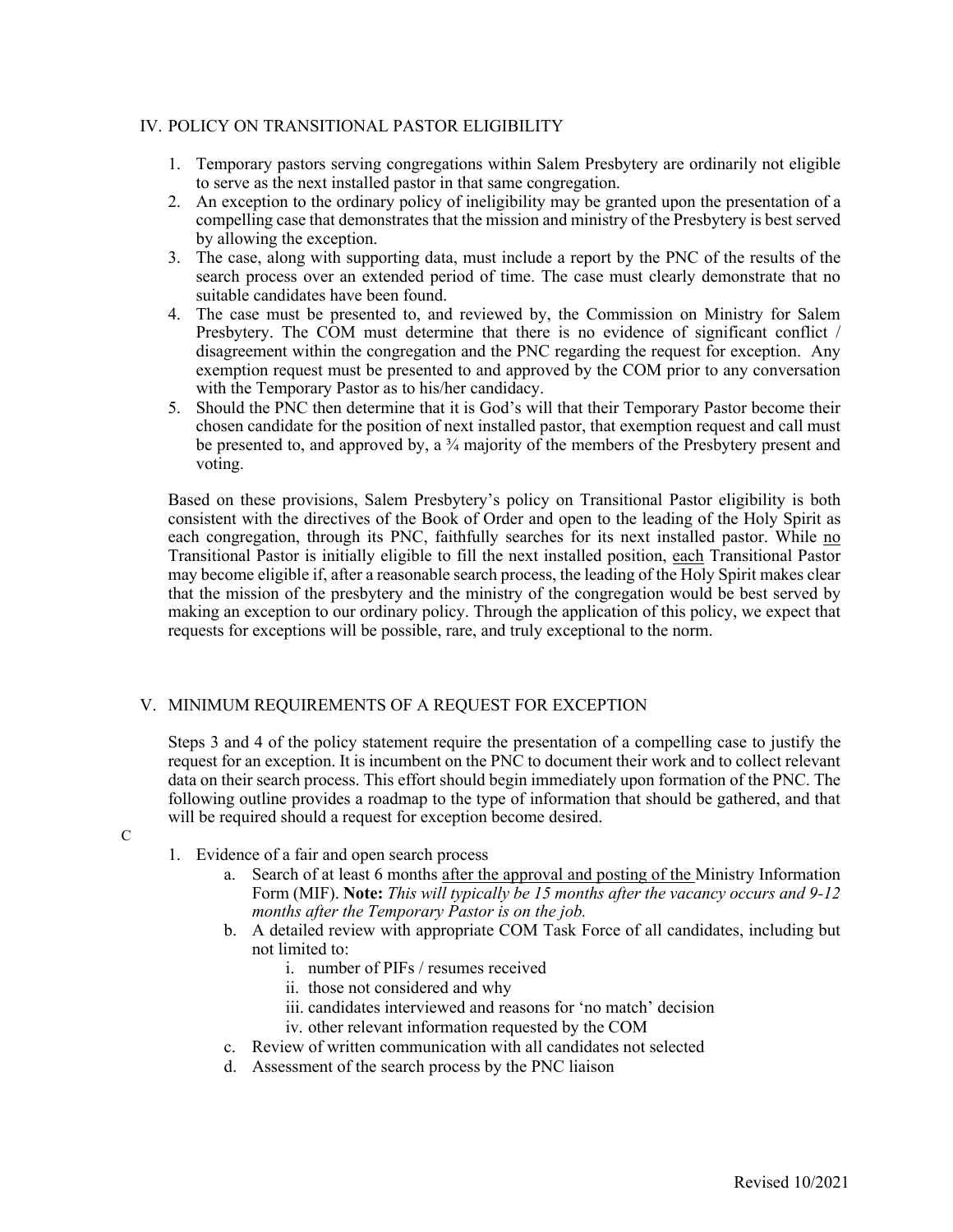## IV. POLICY ON TRANSITIONAL PASTOR ELIGIBILITY

1. Temporary pastors serving congregations within Salem Presbytery are ordinarily not eligible to serve as the next installed pastor in that same congregation.
2. An exception to the ordinary policy of ineligibility may be granted upon the presentation of a compelling case that demonstrates that the mission and ministry of the Presbytery is best served by allowing the exception.
3. The case, along with supporting data, must include a report by the PNC of the results of the search process over an extended period of time. The case must clearly demonstrate that no suitable candidates have been found.
4. The case must be presented to, and reviewed by, the Commission on Ministry for Salem Presbytery. The COM must determine that there is no evidence of significant conflict / disagreement within the congregation and the PNC regarding the request for exception. Any exemption request must be presented to and approved by the COM prior to any conversation with the Temporary Pastor as to his/her candidacy.
5. Should the PNC then determine that it is God's will that their Temporary Pastor become their chosen candidate for the position of next installed pastor, that exemption request and call must be presented to, and approved by, a ¾ majority of the members of the Presbytery present and voting.

Based on these provisions, Salem Presbytery's policy on Transitional Pastor eligibility is both consistent with the directives of the Book of Order and open to the leading of the Holy Spirit as each congregation, through its PNC, faithfully searches for its next installed pastor. While <u>no</u> Transitional Pastor is initially eligible to fill the next installed position, <u>each</u> Transitional Pastor may become eligible if, after a reasonable search process, the leading of the Holy Spirit makes clear that the mission of the presbytery and the ministry of the congregation would be best served by making an exception to our ordinary policy. Through the application of this policy, we expect that requests for exceptions will be possible, rare, and truly exceptional to the norm.

## V. MINIMUM REQUIREMENTS OF A REQUEST FOR EXCEPTION

Steps 3 and 4 of the policy statement require the presentation of a compelling case to justify the request for an exception. It is incumbent on the PNC to document their work and to collect relevant data on their search process. This effort should begin immediately upon formation of the PNC. The following outline provides a roadmap to the type of information that should be gathered, and that will be required should a request for exception become desired.

C

1. Evidence of a fair and open search process
   a. Search of at least 6 months <u>after the approval and posting of the</u> Ministry Information Form (MIF). **Note:** *This will typically be 15 months after the vacancy occurs and 9-12 months after the Temporary Pastor is on the job.*
   b. A detailed review with appropriate COM Task Force of all candidates, including but not limited to:
      i. number of PIFs / resumes received
      ii. those not considered and why
      iii. candidates interviewed and reasons for 'no match' decision
      iv. other relevant information requested by the COM
   c. Review of written communication with all candidates not selected
   d. Assessment of the search process by the PNC liaison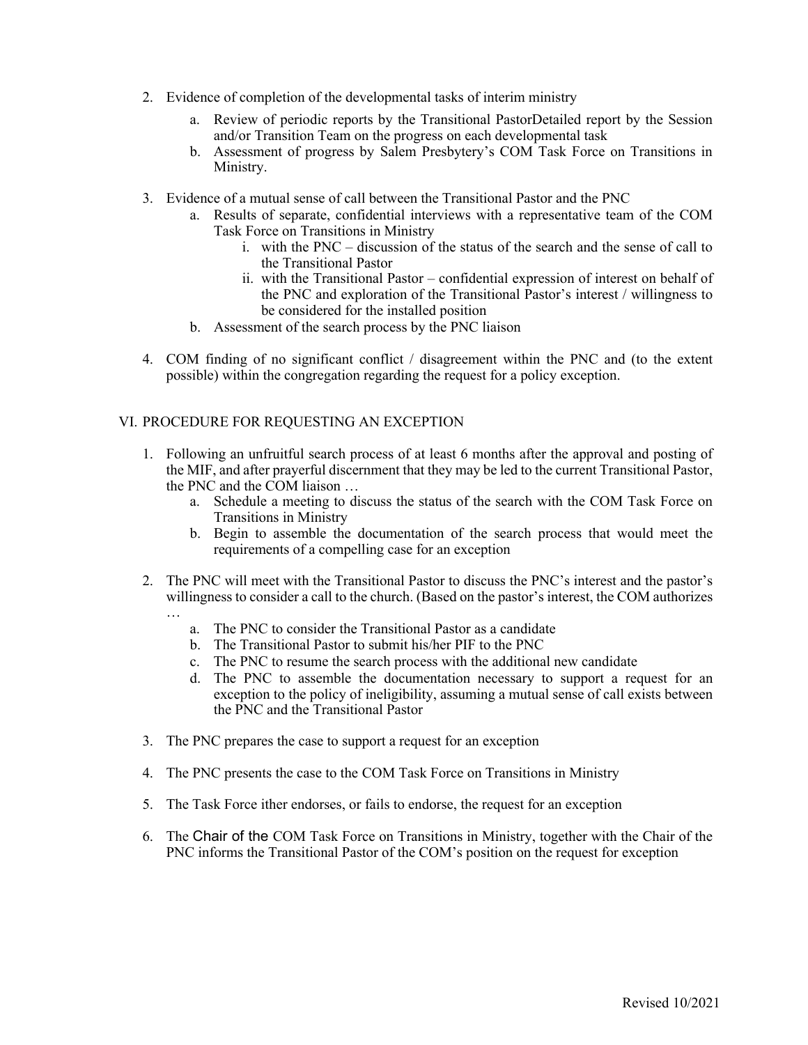2. Evidence of completion of the developmental tasks of interim ministry
   a. Review of periodic reports by the Transitional PastorDetailed report by the Session and/or Transition Team on the progress on each developmental task
   b. Assessment of progress by Salem Presbytery's COM Task Force on Transitions in Ministry.

3. Evidence of a mutual sense of call between the Transitional Pastor and the PNC
   a. Results of separate, confidential interviews with a representative team of the COM Task Force on Transitions in Ministry
      i. with the PNC – discussion of the status of the search and the sense of call to the Transitional Pastor
      ii. with the Transitional Pastor – confidential expression of interest on behalf of the PNC and exploration of the Transitional Pastor's interest / willingness to be considered for the installed position
   b. Assessment of the search process by the PNC liaison

4. COM finding of no significant conflict / disagreement within the PNC and (to the extent possible) within the congregation regarding the request for a policy exception.

## VI. PROCEDURE FOR REQUESTING AN EXCEPTION

1. Following an unfruitful search process of at least 6 months after the approval and posting of the MIF, and after prayerful discernment that they may be led to the current Transitional Pastor, the PNC and the COM liaison …
   a. Schedule a meeting to discuss the status of the search with the COM Task Force on Transitions in Ministry
   b. Begin to assemble the documentation of the search process that would meet the requirements of a compelling case for an exception

2. The PNC will meet with the Transitional Pastor to discuss the PNC's interest and the pastor's willingness to consider a call to the church. (Based on the pastor's interest, the COM authorizes …
   a. The PNC to consider the Transitional Pastor as a candidate
   b. The Transitional Pastor to submit his/her PIF to the PNC
   c. The PNC to resume the search process with the additional new candidate
   d. The PNC to assemble the documentation necessary to support a request for an exception to the policy of ineligibility, assuming a mutual sense of call exists between the PNC and the Transitional Pastor

3. The PNC prepares the case to support a request for an exception

4. The PNC presents the case to the COM Task Force on Transitions in Ministry

5. The Task Force ither endorses, or fails to endorse, the request for an exception

6. The Chair of the COM Task Force on Transitions in Ministry, together with the Chair of the PNC informs the Transitional Pastor of the COM's position on the request for exception

Revised 10/2021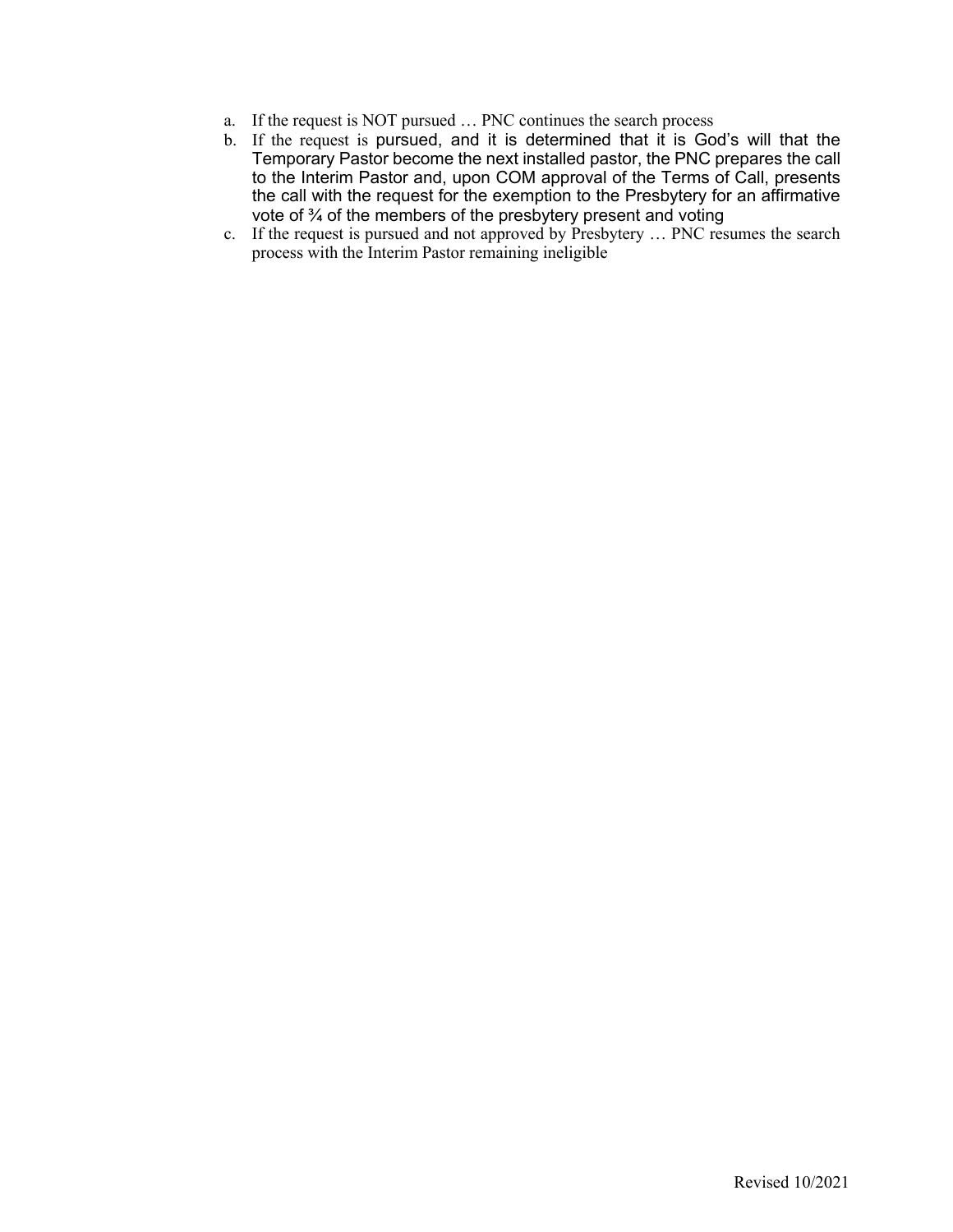a. If the request is NOT pursued … PNC continues the search process
b. If the request is pursued, and it is determined that it is God's will that the Temporary Pastor become the next installed pastor, the PNC prepares the call to the Interim Pastor and, upon COM approval of the Terms of Call, presents the call with the request for the exemption to the Presbytery for an affirmative vote of ¾ of the members of the presbytery present and voting
c. If the request is pursued and not approved by Presbytery … PNC resumes the search process with the Interim Pastor remaining ineligible

Revised 10/2021